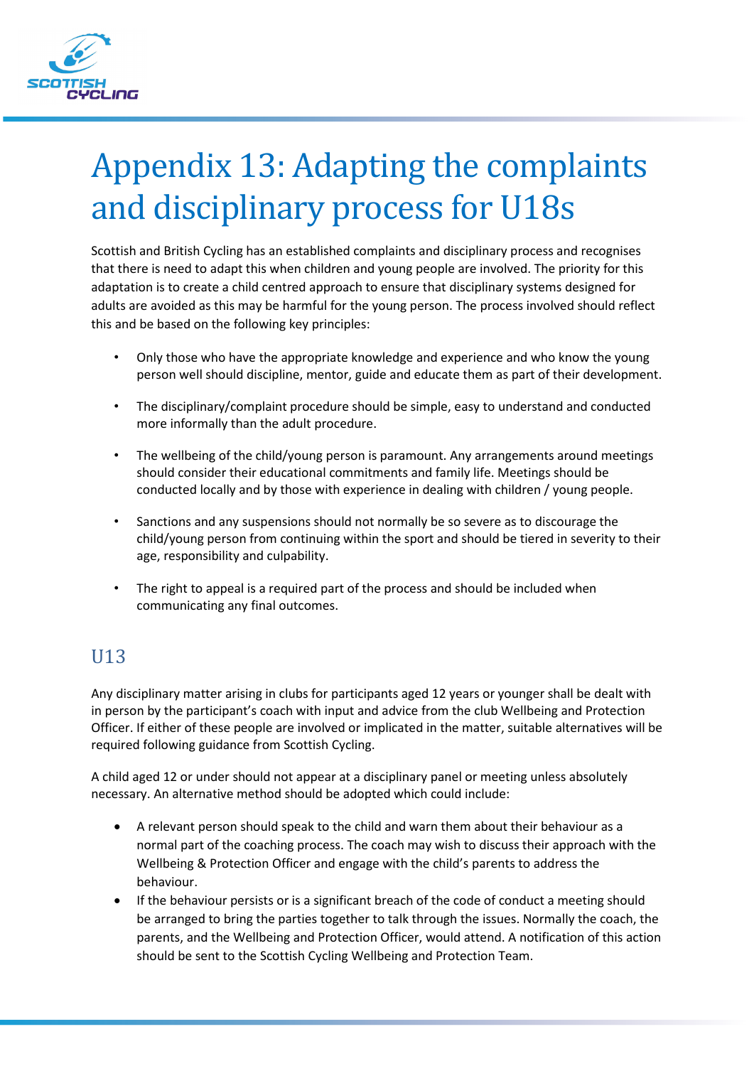# Appendix 13: Adapting the complaints and disciplinary process for U18s

Scottish and British Cycling has an established complaints and disciplinary process and recognises that there is need to adapt this when children and young people are involved. The priority for this adaptation is to create a child centred approach to ensure that disciplinary systems designed for adults are avoided as this may be harmful for the young person. The process involved should reflect this and be based on the following key principles:

- Only those who have the appropriate knowledge and experience and who know the young person well should discipline, mentor, guide and educate them as part of their development.
- The disciplinary/complaint procedure should be simple, easy to understand and conducted more informally than the adult procedure.
- The wellbeing of the child/young person is paramount. Any arrangements around meetings should consider their educational commitments and family life. Meetings should be conducted locally and by those with experience in dealing with children / young people.
- Sanctions and any suspensions should not normally be so severe as to discourage the child/young person from continuing within the sport and should be tiered in severity to their age, responsibility and culpability.
- The right to appeal is a required part of the process and should be included when communicating any final outcomes.

## U13

Any disciplinary matter arising in clubs for participants aged 12 years or younger shall be dealt with in person by the participant's coach with input and advice from the club Wellbeing and Protection Officer. If either of these people are involved or implicated in the matter, suitable alternatives will be required following guidance from Scottish Cycling.

A child aged 12 or under should not appear at a disciplinary panel or meeting unless absolutely necessary. An alternative method should be adopted which could include:

- A relevant person should speak to the child and warn them about their behaviour as a normal part of the coaching process. The coach may wish to discuss their approach with the Wellbeing & Protection Officer and engage with the child's parents to address the behaviour.
- If the behaviour persists or is a significant breach of the code of conduct a meeting should be arranged to bring the parties together to talk through the issues. Normally the coach, the parents, and the Wellbeing and Protection Officer, would attend. A notification of this action should be sent to the Scottish Cycling Wellbeing and Protection Team.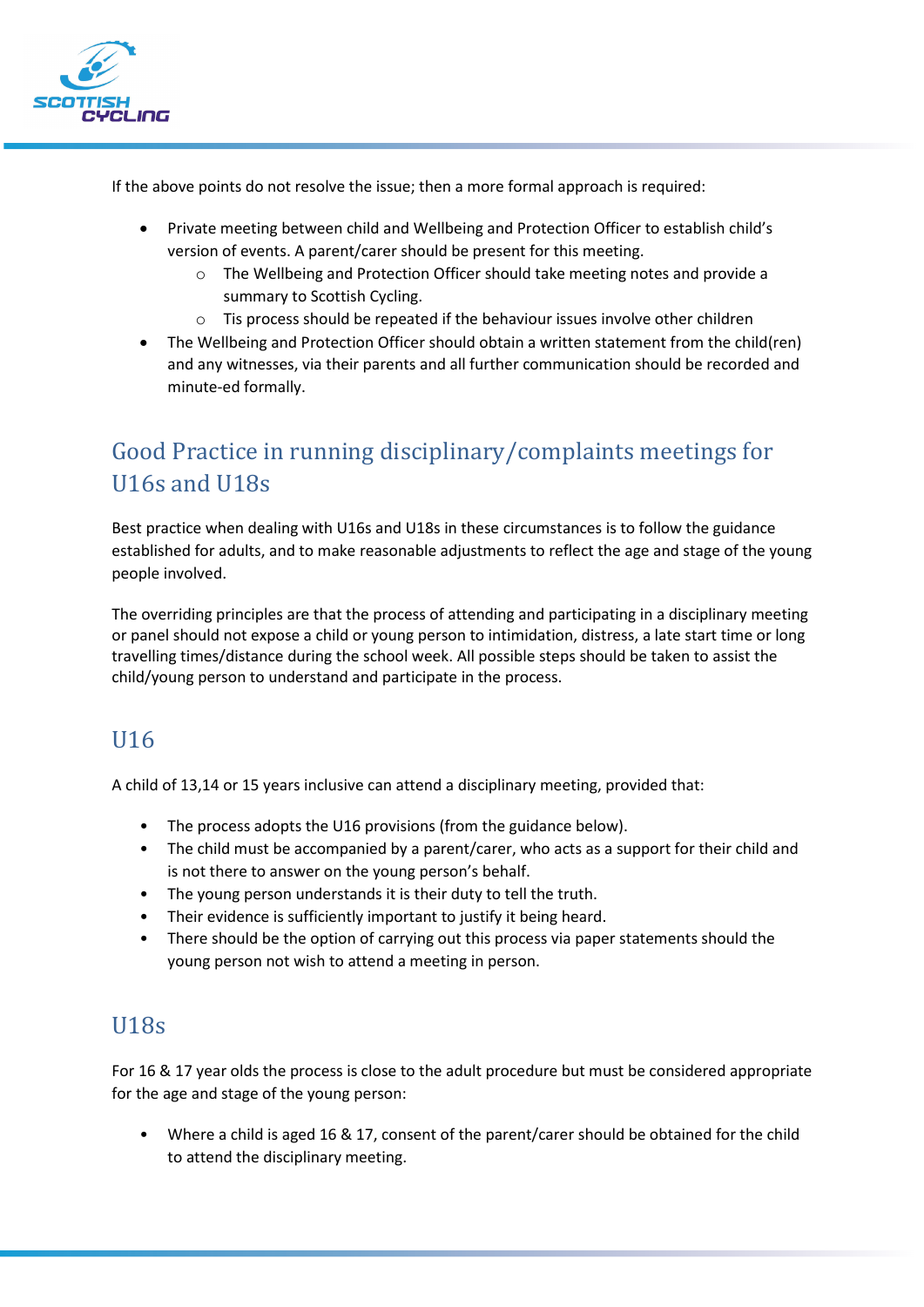If the above points do not resolve the issue; then a more formal approach is required:

- Private meeting between child and Wellbeing and Protection Officer to establish child's version of events. A parent/carer should be present for this meeting.
  - The Wellbeing and Protection Officer should take meeting notes and provide a summary to Scottish Cycling.
  - Tis process should be repeated if the behaviour issues involve other children
- The Wellbeing and Protection Officer should obtain a written statement from the child(ren) and any witnesses, via their parents and all further communication should be recorded and minute-ed formally.

## Good Practice in running disciplinary/complaints meetings for U16s and U18s

Best practice when dealing with U16s and U18s in these circumstances is to follow the guidance established for adults, and to make reasonable adjustments to reflect the age and stage of the young people involved.

The overriding principles are that the process of attending and participating in a disciplinary meeting or panel should not expose a child or young person to intimidation, distress, a late start time or long travelling times/distance during the school week. All possible steps should be taken to assist the child/young person to understand and participate in the process.

## U16

A child of 13,14 or 15 years inclusive can attend a disciplinary meeting, provided that:

- The process adopts the U16 provisions (from the guidance below).
- The child must be accompanied by a parent/carer, who acts as a support for their child and is not there to answer on the young person's behalf.
- The young person understands it is their duty to tell the truth.
- Their evidence is sufficiently important to justify it being heard.
- There should be the option of carrying out this process via paper statements should the young person not wish to attend a meeting in person.

## U18s

For 16 & 17 year olds the process is close to the adult procedure but must be considered appropriate for the age and stage of the young person:

- Where a child is aged 16 & 17, consent of the parent/carer should be obtained for the child to attend the disciplinary meeting.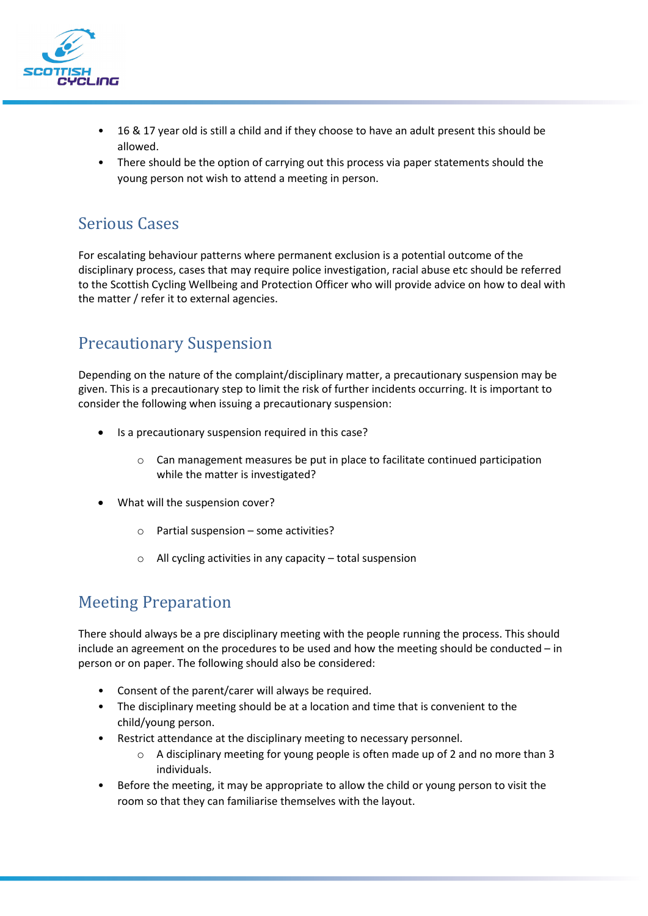- 16 & 17 year old is still a child and if they choose to have an adult present this should be allowed.
- There should be the option of carrying out this process via paper statements should the young person not wish to attend a meeting in person.

## Serious Cases

For escalating behaviour patterns where permanent exclusion is a potential outcome of the disciplinary process, cases that may require police investigation, racial abuse etc should be referred to the Scottish Cycling Wellbeing and Protection Officer who will provide advice on how to deal with the matter / refer it to external agencies.

## Precautionary Suspension

Depending on the nature of the complaint/disciplinary matter, a precautionary suspension may be given. This is a precautionary step to limit the risk of further incidents occurring. It is important to consider the following when issuing a precautionary suspension:

- Is a precautionary suspension required in this case?
    - Can management measures be put in place to facilitate continued participation while the matter is investigated?
- What will the suspension cover?
    - Partial suspension – some activities?
    - All cycling activities in any capacity – total suspension

## Meeting Preparation

There should always be a pre disciplinary meeting with the people running the process. This should include an agreement on the procedures to be used and how the meeting should be conducted – in person or on paper. The following should also be considered:

- Consent of the parent/carer will always be required.
- The disciplinary meeting should be at a location and time that is convenient to the child/young person.
- Restrict attendance at the disciplinary meeting to necessary personnel.
    - A disciplinary meeting for young people is often made up of 2 and no more than 3 individuals.
- Before the meeting, it may be appropriate to allow the child or young person to visit the room so that they can familiarise themselves with the layout.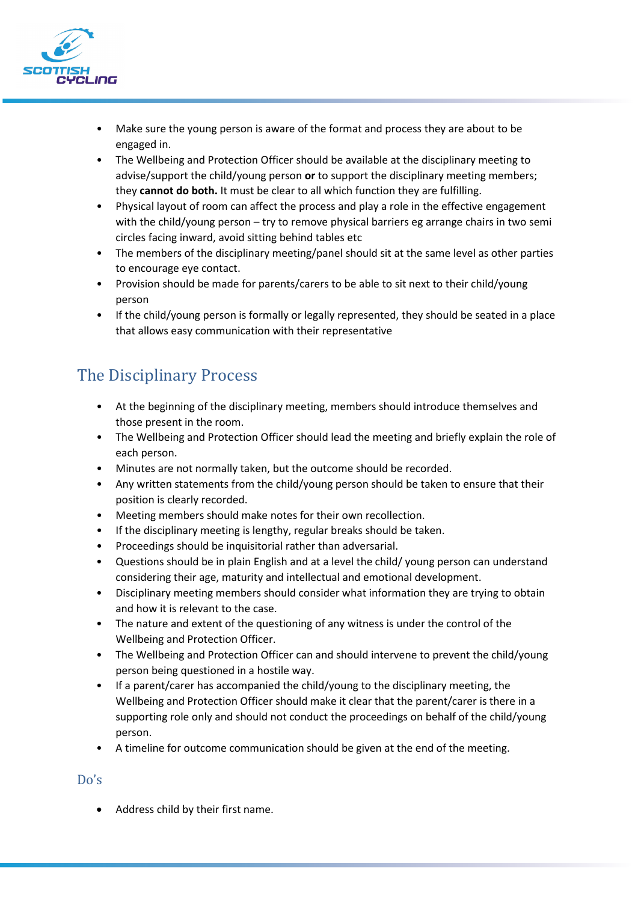- Make sure the young person is aware of the format and process they are about to be engaged in.
- The Wellbeing and Protection Officer should be available at the disciplinary meeting to advise/support the child/young person **or** to support the disciplinary meeting members; they **cannot do both.** It must be clear to all which function they are fulfilling.
- Physical layout of room can affect the process and play a role in the effective engagement with the child/young person – try to remove physical barriers eg arrange chairs in two semi circles facing inward, avoid sitting behind tables etc
- The members of the disciplinary meeting/panel should sit at the same level as other parties to encourage eye contact.
- Provision should be made for parents/carers to be able to sit next to their child/young person
- If the child/young person is formally or legally represented, they should be seated in a place that allows easy communication with their representative

## The Disciplinary Process

- At the beginning of the disciplinary meeting, members should introduce themselves and those present in the room.
- The Wellbeing and Protection Officer should lead the meeting and briefly explain the role of each person.
- Minutes are not normally taken, but the outcome should be recorded.
- Any written statements from the child/young person should be taken to ensure that their position is clearly recorded.
- Meeting members should make notes for their own recollection.
- If the disciplinary meeting is lengthy, regular breaks should be taken.
- Proceedings should be inquisitorial rather than adversarial.
- Questions should be in plain English and at a level the child/ young person can understand considering their age, maturity and intellectual and emotional development.
- Disciplinary meeting members should consider what information they are trying to obtain and how it is relevant to the case.
- The nature and extent of the questioning of any witness is under the control of the Wellbeing and Protection Officer.
- The Wellbeing and Protection Officer can and should intervene to prevent the child/young person being questioned in a hostile way.
- If a parent/carer has accompanied the child/young to the disciplinary meeting, the Wellbeing and Protection Officer should make it clear that the parent/carer is there in a supporting role only and should not conduct the proceedings on behalf of the child/young person.
- A timeline for outcome communication should be given at the end of the meeting.

### Do's

- Address child by their first name.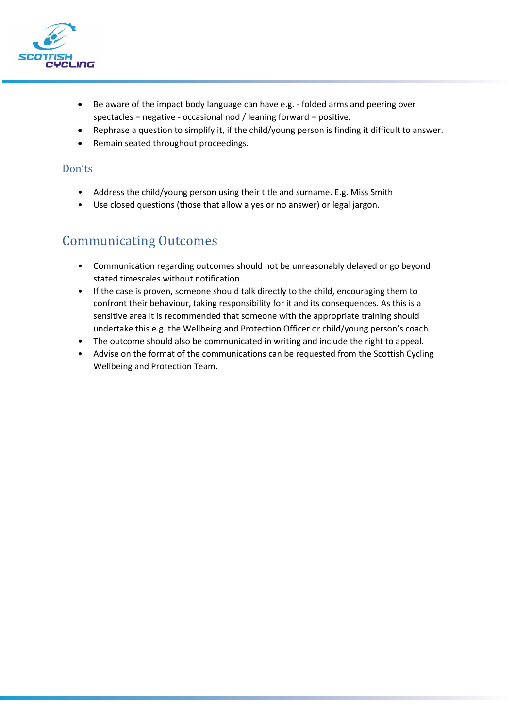- Be aware of the impact body language can have e.g. - folded arms and peering over spectacles = negative - occasional nod / leaning forward = positive.
- Rephrase a question to simplify it, if the child/young person is finding it difficult to answer.
- Remain seated throughout proceedings.

### Don'ts

- Address the child/young person using their title and surname. E.g. Miss Smith
- Use closed questions (those that allow a yes or no answer) or legal jargon.

## Communicating Outcomes

- Communication regarding outcomes should not be unreasonably delayed or go beyond stated timescales without notification.
- If the case is proven, someone should talk directly to the child, encouraging them to confront their behaviour, taking responsibility for it and its consequences. As this is a sensitive area it is recommended that someone with the appropriate training should undertake this e.g. the Wellbeing and Protection Officer or child/young person's coach.
- The outcome should also be communicated in writing and include the right to appeal.
- Advise on the format of the communications can be requested from the Scottish Cycling Wellbeing and Protection Team.